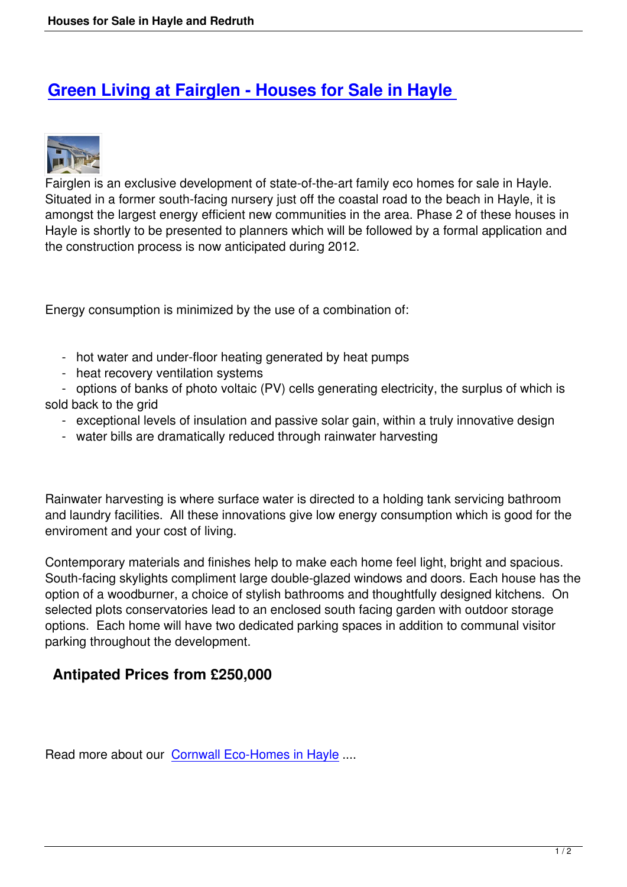# Green Living at Fairglen - Houses for Sale in Hayle

Fairglen is an exclusive development of state-of-the-art family eco homes for sale in Hayle. Situated in a former south-facing nursery just off the coastal road to the beach in Hayle, it is amongst the largest energy efficient new communities in the area. Phase 2 of these houses in Hayle is shortly to be presented to planners which will be followed by a formal application and the construction process is now anticipated during 2012.

Energy consumption is minimized by the use of a combination of:

- hot water and under-floor heating generated by heat pumps
- heat recovery ventilation systems
- options of banks of photo voltaic (PV) cells generating electricity, the surplus of which is sold back to the grid
- exceptional levels of insulation and passive solar gain, within a truly innovative design
- water bills are dramatically reduced through rainwater harvesting

Rainwater harvesting is where surface water is directed to a holding tank servicing bathroom and laundry facilities. All these innovations give low energy consumption which is good for the enviroment and your cost of living.

Contemporary materials and finishes help to make each home feel light, bright and spacious. South-facing skylights compliment large double-glazed windows and doors. Each house has the option of a woodburner, a choice of stylish bathrooms and thoughtfully designed kitchens. On selected plots conservatories lead to an enclosed south facing garden with outdoor storage options. Each home will have two dedicated parking spaces in addition to communal visitor parking throughout the development.

## Antipated Prices from £250,000

Read more about our Cornwall Eco-Homes in Hayle ....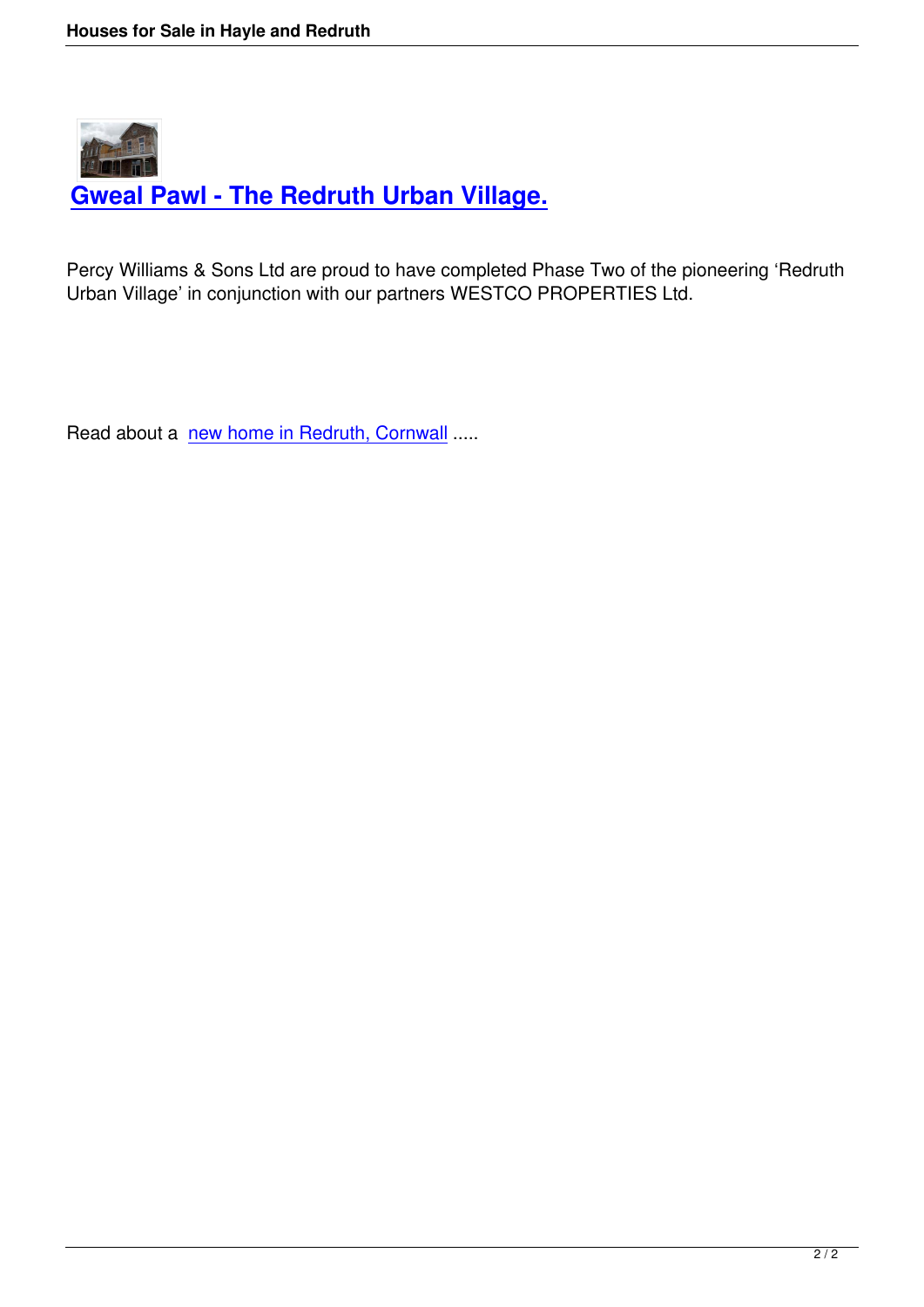## Gweal Pawl - The Redruth Urban Village.

Percy Williams & Sons Ltd are proud to have completed Phase Two of the pioneering 'Redruth Urban Village' in conjunction with our partners WESTCO PROPERTIES Ltd.

Read about a new home in Redruth, Cornwall .....